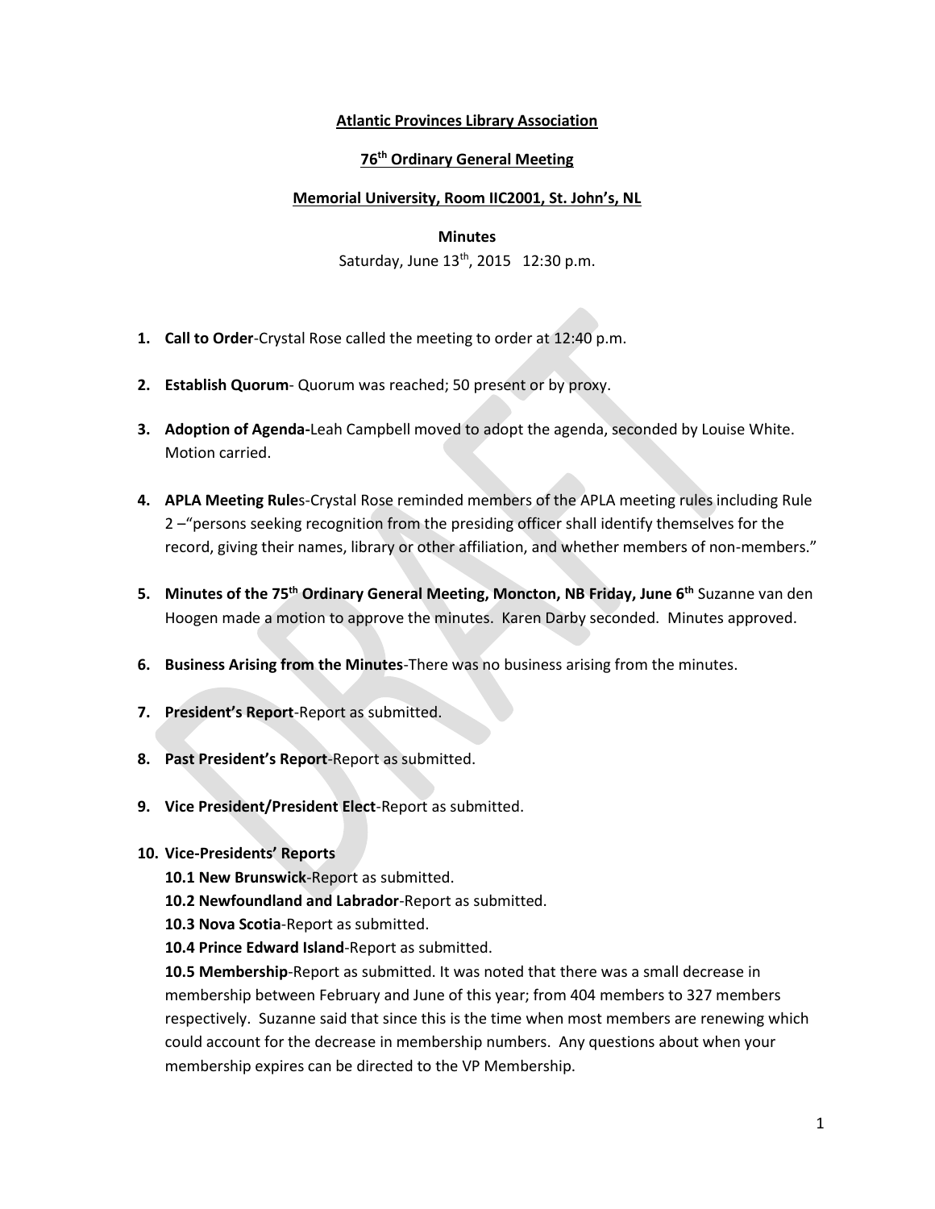**Atlantic Provinces Library Association**

**76th Ordinary General Meeting**

**Memorial University, Room IIC2001, St. John's, NL**

**Minutes**

Saturday, June 13th, 2015 12:30 p.m.

1. **Call to Order**-Crystal Rose called the meeting to order at 12:40 p.m.

2. **Establish Quorum**- Quorum was reached; 50 present or by proxy.

3. **Adoption of Agenda-**Leah Campbell moved to adopt the agenda, seconded by Louise White. Motion carried.

4. **APLA Meeting Rule**s-Crystal Rose reminded members of the APLA meeting rules including Rule 2 –"persons seeking recognition from the presiding officer shall identify themselves for the record, giving their names, library or other affiliation, and whether members of non-members."

5. **Minutes of the 75th Ordinary General Meeting, Moncton, NB Friday, June 6th** Suzanne van den Hoogen made a motion to approve the minutes. Karen Darby seconded. Minutes approved.

6. **Business Arising from the Minutes**-There was no business arising from the minutes.

7. **President's Report**-Report as submitted.

8. **Past President's Report**-Report as submitted.

9. **Vice President/President Elect**-Report as submitted.

10. **Vice-Presidents' Reports**

    **10.1 New Brunswick**-Report as submitted.

    **10.2 Newfoundland and Labrador**-Report as submitted.

    **10.3 Nova Scotia**-Report as submitted.

    **10.4 Prince Edward Island**-Report as submitted.

    **10.5 Membership**-Report as submitted. It was noted that there was a small decrease in membership between February and June of this year; from 404 members to 327 members respectively. Suzanne said that since this is the time when most members are renewing which could account for the decrease in membership numbers. Any questions about when your membership expires can be directed to the VP Membership.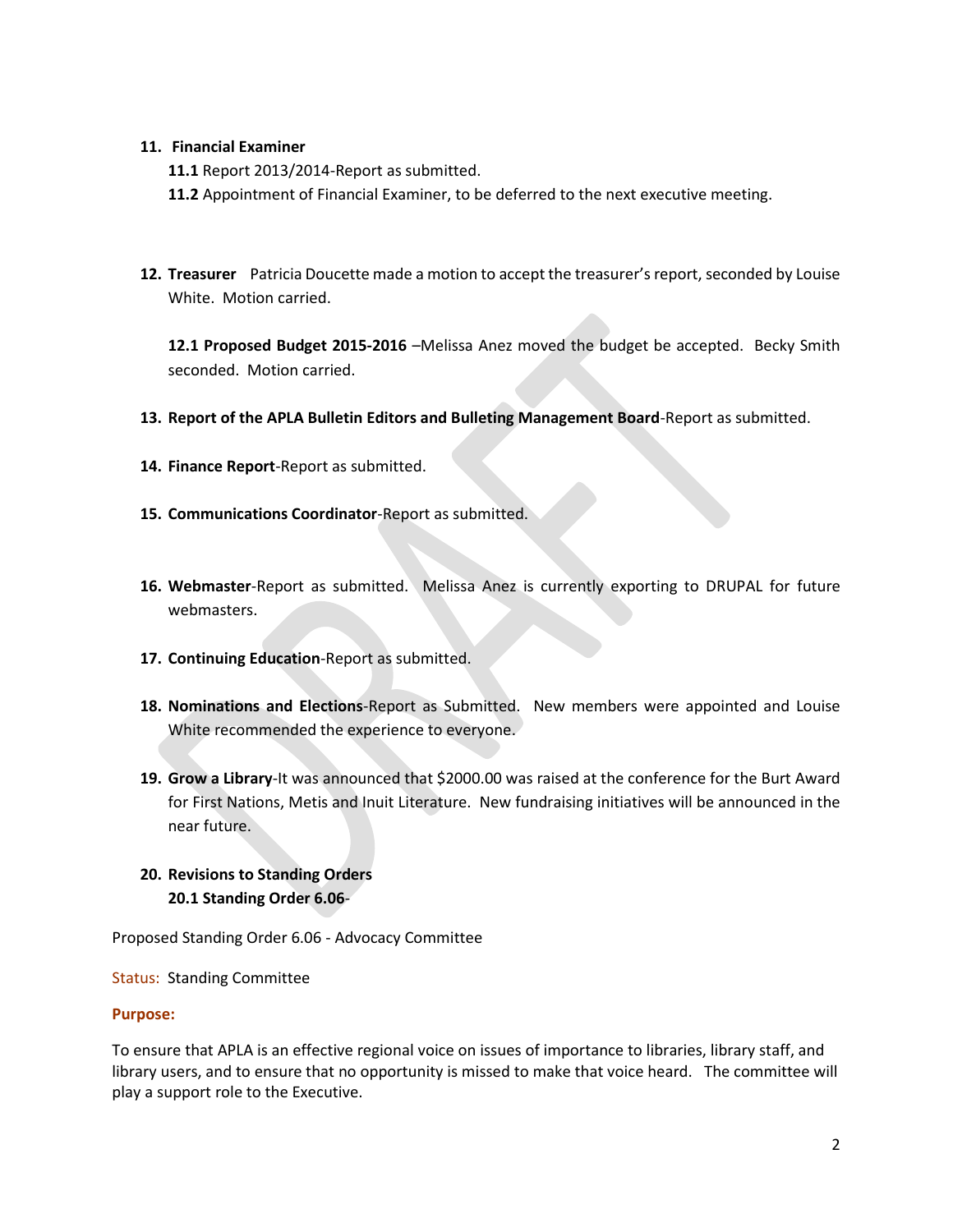11. **Financial Examiner**

    **11.1** Report 2013/2014-Report as submitted.

    **11.2** Appointment of Financial Examiner, to be deferred to the next executive meeting.

12. **Treasurer** Patricia Doucette made a motion to accept the treasurer's report, seconded by Louise White. Motion carried.

    **12.1 Proposed Budget 2015-2016** –Melissa Anez moved the budget be accepted. Becky Smith seconded. Motion carried.

13. **Report of the APLA Bulletin Editors and Bulleting Management Board**-Report as submitted.

14. **Finance Report**-Report as submitted.

15. **Communications Coordinator**-Report as submitted.

16. **Webmaster**-Report as submitted. Melissa Anez is currently exporting to DRUPAL for future webmasters.

17. **Continuing Education**-Report as submitted.

18. **Nominations and Elections**-Report as Submitted. New members were appointed and Louise White recommended the experience to everyone.

19. **Grow a Library**-It was announced that $2000.00 was raised at the conference for the Burt Award for First Nations, Metis and Inuit Literature. New fundraising initiatives will be announced in the near future.

20. **Revisions to Standing Orders**

    **20.1 Standing Order 6.06**-

Proposed Standing Order 6.06 - Advocacy Committee

Status: Standing Committee

**Purpose:**

To ensure that APLA is an effective regional voice on issues of importance to libraries, library staff, and library users, and to ensure that no opportunity is missed to make that voice heard. The committee will play a support role to the Executive.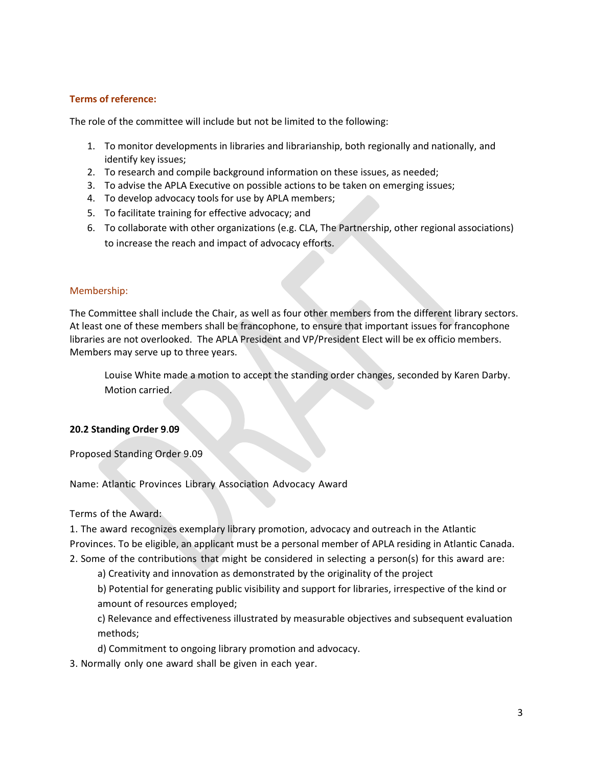**Terms of reference:**

The role of the committee will include but not be limited to the following:

1. To monitor developments in libraries and librarianship, both regionally and nationally, and identify key issues;
2. To research and compile background information on these issues, as needed;
3. To advise the APLA Executive on possible actions to be taken on emerging issues;
4. To develop advocacy tools for use by APLA members;
5. To facilitate training for effective advocacy; and
6. To collaborate with other organizations (e.g. CLA, The Partnership, other regional associations) to increase the reach and impact of advocacy efforts.

Membership:

The Committee shall include the Chair, as well as four other members from the different library sectors. At least one of these members shall be francophone, to ensure that important issues for francophone libraries are not overlooked. The APLA President and VP/President Elect will be ex officio members. Members may serve up to three years.

> Louise White made a motion to accept the standing order changes, seconded by Karen Darby. Motion carried.

**20.2 Standing Order 9.09**

Proposed Standing Order 9.09

Name: Atlantic Provinces Library Association Advocacy Award

Terms of the Award:

1. The award recognizes exemplary library promotion, advocacy and outreach in the Atlantic Provinces. To be eligible, an applicant must be a personal member of APLA residing in Atlantic Canada.
2. Some of the contributions that might be considered in selecting a person(s) for this award are:
   a) Creativity and innovation as demonstrated by the originality of the project
   b) Potential for generating public visibility and support for libraries, irrespective of the kind or amount of resources employed;
   c) Relevance and effectiveness illustrated by measurable objectives and subsequent evaluation methods;
   d) Commitment to ongoing library promotion and advocacy.
3. Normally only one award shall be given in each year.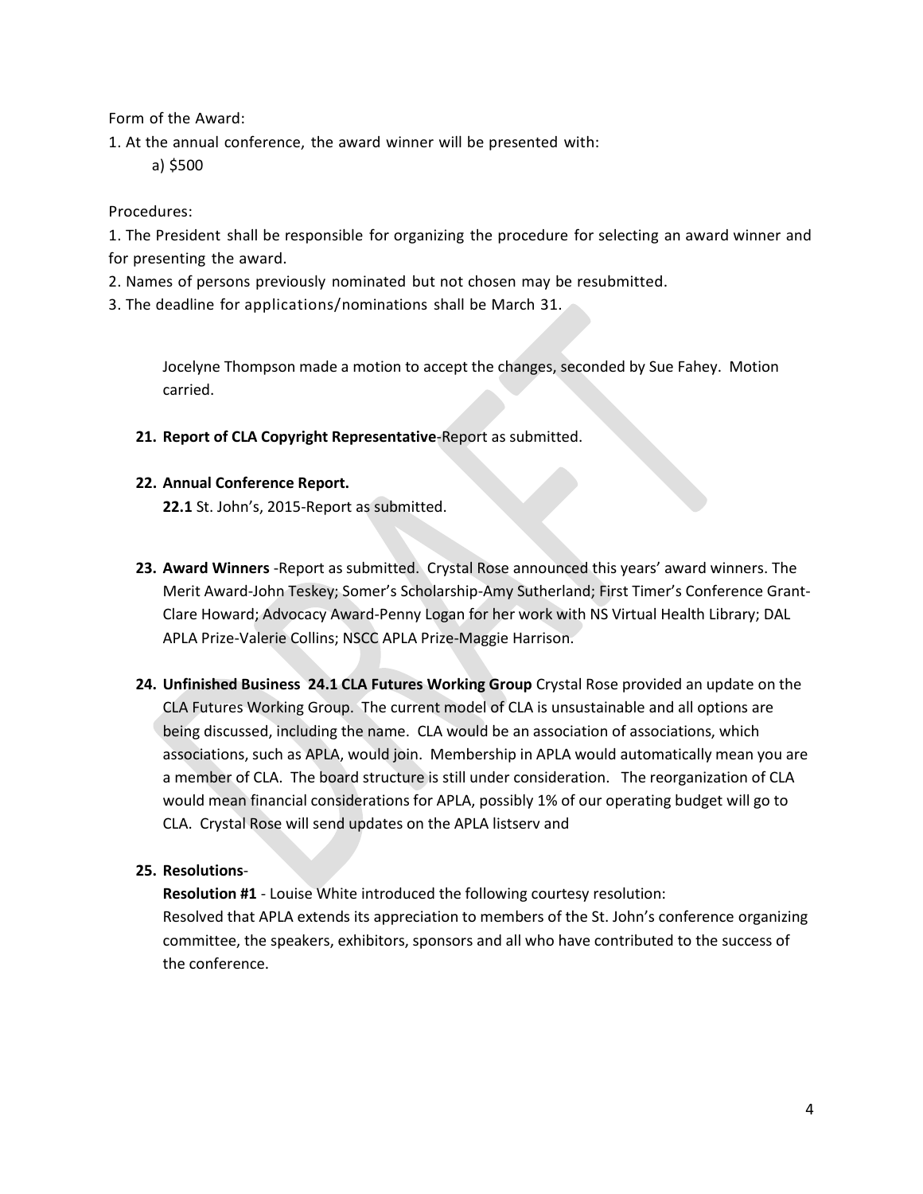Form of the Award:

1. At the annual conference, the award winner will be presented with:
   a) $500

Procedures:

1. The President shall be responsible for organizing the procedure for selecting an award winner and for presenting the award.
2. Names of persons previously nominated but not chosen may be resubmitted.
3. The deadline for applications/nominations shall be March 31.

Jocelyne Thompson made a motion to accept the changes, seconded by Sue Fahey. Motion carried.

21. **Report of CLA Copyright Representative**-Report as submitted.

22. **Annual Conference Report.**
    **22.1** St. John's, 2015-Report as submitted.

23. **Award Winners** -Report as submitted. Crystal Rose announced this years' award winners. The Merit Award-John Teskey; Somer's Scholarship-Amy Sutherland; First Timer's Conference Grant-Clare Howard; Advocacy Award-Penny Logan for her work with NS Virtual Health Library; DAL APLA Prize-Valerie Collins; NSCC APLA Prize-Maggie Harrison.

24. **Unfinished Business 24.1 CLA Futures Working Group** Crystal Rose provided an update on the CLA Futures Working Group. The current model of CLA is unsustainable and all options are being discussed, including the name. CLA would be an association of associations, which associations, such as APLA, would join. Membership in APLA would automatically mean you are a member of CLA. The board structure is still under consideration. The reorganization of CLA would mean financial considerations for APLA, possibly 1% of our operating budget will go to CLA. Crystal Rose will send updates on the APLA listserv and

25. **Resolutions**-
    **Resolution #1** - Louise White introduced the following courtesy resolution:
    Resolved that APLA extends its appreciation to members of the St. John's conference organizing committee, the speakers, exhibitors, sponsors and all who have contributed to the success of the conference.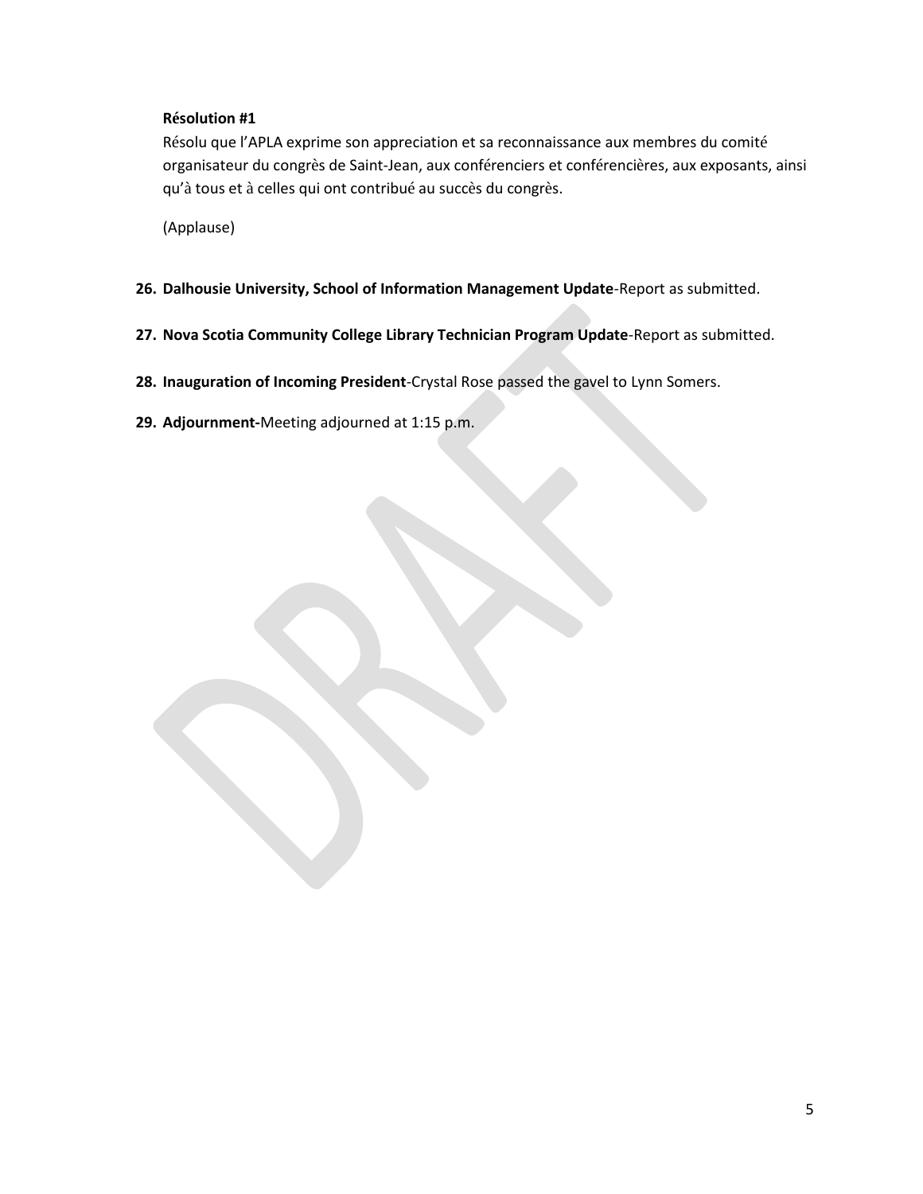**Résolution #1**

Résolu que l'APLA exprime son appreciation et sa reconnaissance aux membres du comité organisateur du congrès de Saint-Jean, aux conférenciers et conférencières, aux exposants, ainsi qu'à tous et à celles qui ont contribué au succès du congrès.

(Applause)

26. **Dalhousie University, School of Information Management Update**-Report as submitted.
27. **Nova Scotia Community College Library Technician Program Update**-Report as submitted.
28. **Inauguration of Incoming President**-Crystal Rose passed the gavel to Lynn Somers.
29. **Adjournment-**Meeting adjourned at 1:15 p.m.